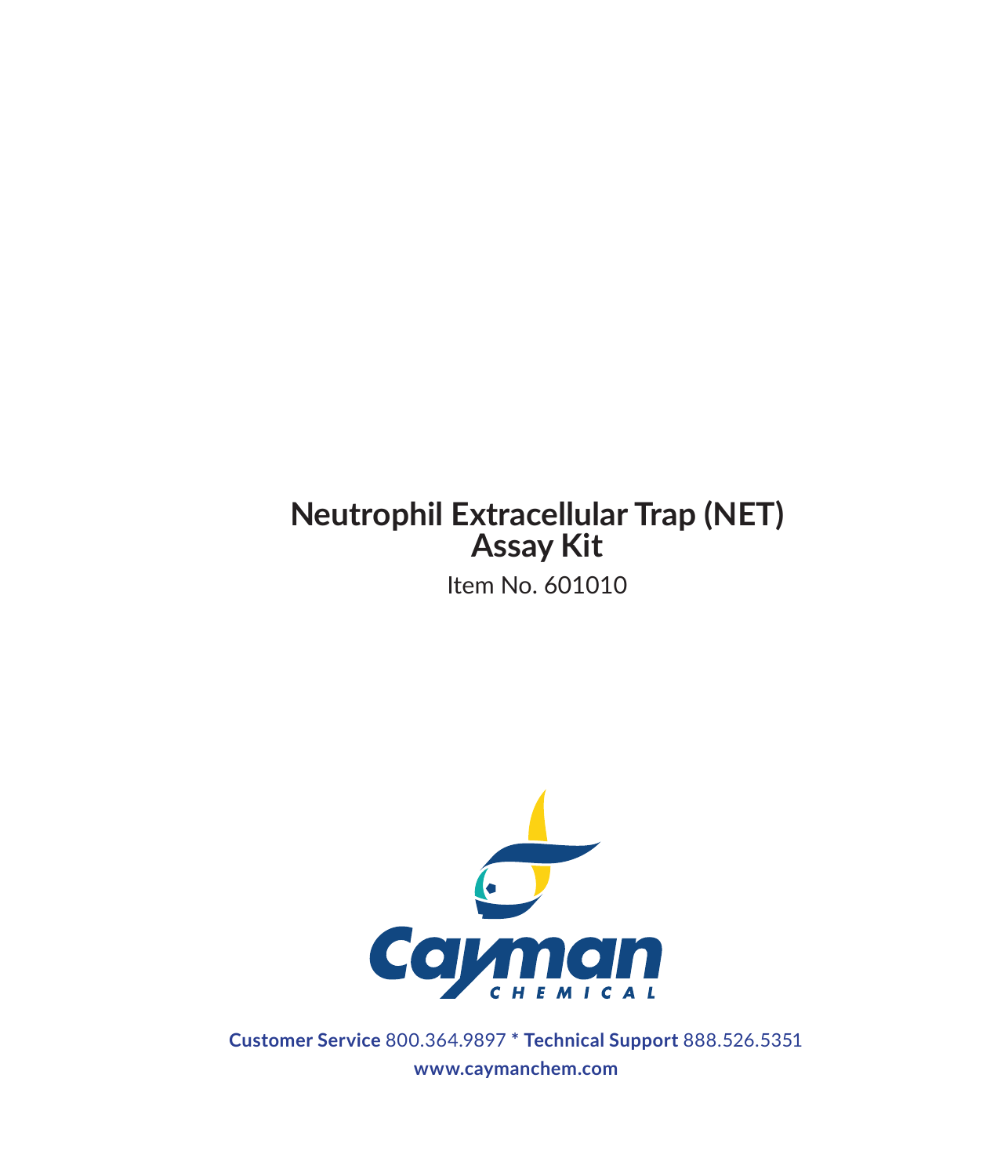# Neutrophil Extracellular Trap (NET) Assay Kit

Item No. 601010

Cayman CHEMICAL

**Customer Service** 800.364.9897 * **Technical Support** 888.526.5351

**www.caymanchem.com**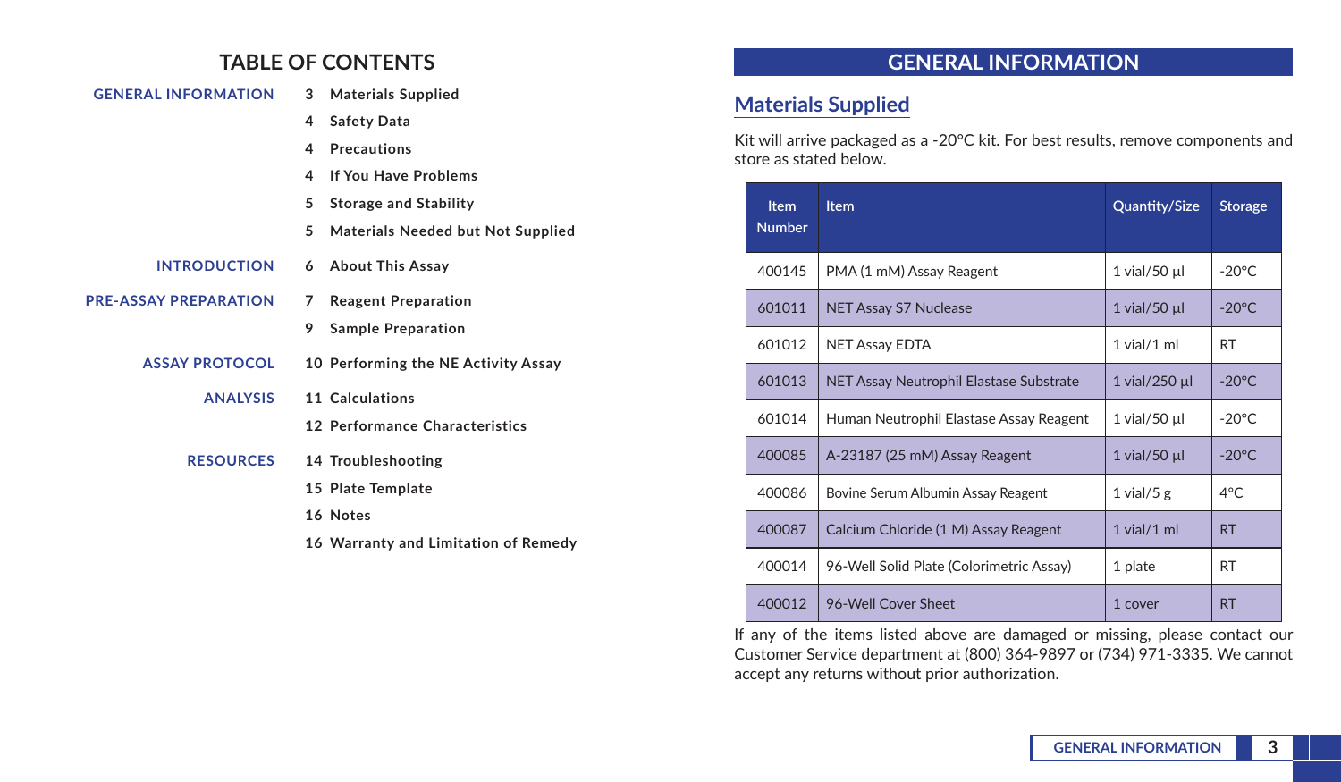## TABLE OF CONTENTS

**GENERAL INFORMATION**
- 3 Materials Supplied
- 4 Safety Data
- 4 Precautions
- 4 If You Have Problems
- 5 Storage and Stability
- 5 Materials Needed but Not Supplied

**INTRODUCTION**
- 6 About This Assay

**PRE-ASSAY PREPARATION**
- 7 Reagent Preparation
- 9 Sample Preparation

**ASSAY PROTOCOL**
- 10 Performing the NE Activity Assay

**ANALYSIS**
- 11 Calculations
- 12 Performance Characteristics

**RESOURCES**
- 14 Troubleshooting
- 15 Plate Template
- 16 Notes
- 16 Warranty and Limitation of Remedy

# GENERAL INFORMATION

## Materials Supplied

Kit will arrive packaged as a -20°C kit. For best results, remove components and store as stated below.

| Item Number | Item | Quantity/Size | Storage |
|---|---|---|---|
| 400145 | PMA (1 mM) Assay Reagent | 1 vial/50 µl | -20°C |
| 601011 | NET Assay S7 Nuclease | 1 vial/50 µl | -20°C |
| 601012 | NET Assay EDTA | 1 vial/1 ml | RT |
| 601013 | NET Assay Neutrophil Elastase Substrate | 1 vial/250 µl | -20°C |
| 601014 | Human Neutrophil Elastase Assay Reagent | 1 vial/50 µl | -20°C |
| 400085 | A-23187 (25 mM) Assay Reagent | 1 vial/50 µl | -20°C |
| 400086 | Bovine Serum Albumin Assay Reagent | 1 vial/5 g | 4°C |
| 400087 | Calcium Chloride (1 M) Assay Reagent | 1 vial/1 ml | RT |
| 400014 | 96-Well Solid Plate (Colorimetric Assay) | 1 plate | RT |
| 400012 | 96-Well Cover Sheet | 1 cover | RT |

If any of the items listed above are damaged or missing, please contact our Customer Service department at (800) 364-9897 or (734) 971-3335. We cannot accept any returns without prior authorization.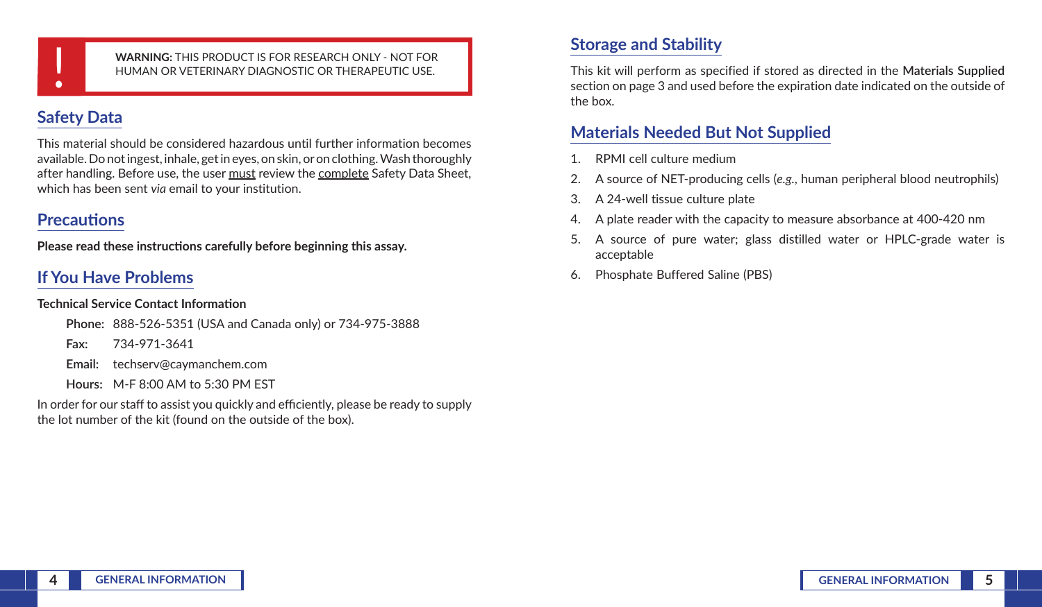**WARNING:** THIS PRODUCT IS FOR RESEARCH ONLY - NOT FOR HUMAN OR VETERINARY DIAGNOSTIC OR THERAPEUTIC USE.

## Safety Data

This material should be considered hazardous until further information becomes available. Do not ingest, inhale, get in eyes, on skin, or on clothing. Wash thoroughly after handling. Before use, the user must review the complete Safety Data Sheet, which has been sent *via* email to your institution.

## Precautions

**Please read these instructions carefully before beginning this assay.**

## If You Have Problems

**Technical Service Contact Information**

**Phone:** 888-526-5351 (USA and Canada only) or 734-975-3888

**Fax:** 734-971-3641

**Email:** techserv@caymanchem.com

**Hours:** M-F 8:00 AM to 5:30 PM EST

In order for our staff to assist you quickly and efficiently, please be ready to supply the lot number of the kit (found on the outside of the box).

## Storage and Stability

This kit will perform as specified if stored as directed in the **Materials Supplied** section on page 3 and used before the expiration date indicated on the outside of the box.

## Materials Needed But Not Supplied

1. RPMI cell culture medium
2. A source of NET-producing cells (*e.g.*, human peripheral blood neutrophils)
3. A 24-well tissue culture plate
4. A plate reader with the capacity to measure absorbance at 400-420 nm
5. A source of pure water; glass distilled water or HPLC-grade water is acceptable
6. Phosphate Buffered Saline (PBS)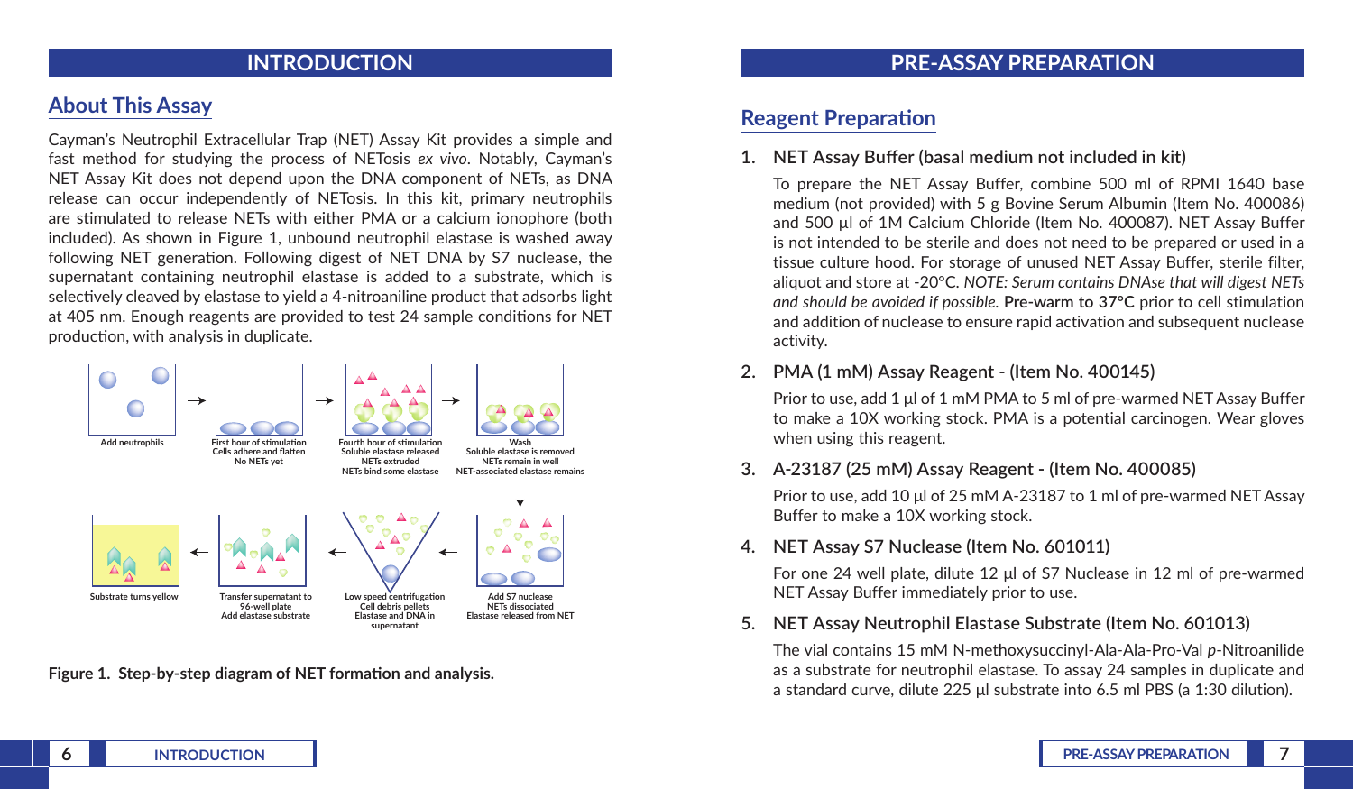# INTRODUCTION

## About This Assay

Cayman's Neutrophil Extracellular Trap (NET) Assay Kit provides a simple and fast method for studying the process of NETosis *ex vivo*. Notably, Cayman's NET Assay Kit does not depend upon the DNA component of NETs, as DNA release can occur independently of NETosis. In this kit, primary neutrophils are stimulated to release NETs with either PMA or a calcium ionophore (both included). As shown in Figure 1, unbound neutrophil elastase is washed away following NET generation. Following digest of NET DNA by S7 nuclease, the supernatant containing neutrophil elastase is added to a substrate, which is selectively cleaved by elastase to yield a 4-nitroaniline product that adsorbs light at 405 nm. Enough reagents are provided to test 24 sample conditions for NET production, with analysis in duplicate.

Add neutrophils → First hour of stimulation: Cells adhere and flatten, No NETs yet → Fourth hour of stimulation: Soluble elastase released, NETs extruded, NETs bind some elastase → Wash: Soluble elastase is removed, NETs remain in well, NET-associated elastase remains → Add S7 nuclease: NETs dissociated, Elastase released from NET → Low speed centrifugation: Cell debris pellets, Elastase and DNA in supernatant → Transfer supernatant to 96-well plate, Add elastase substrate → Substrate turns yellow

**Figure 1. Step-by-step diagram of NET formation and analysis.**

# PRE-ASSAY PREPARATION

## Reagent Preparation

1. **NET Assay Buffer (basal medium not included in kit)**

   To prepare the NET Assay Buffer, combine 500 ml of RPMI 1640 base medium (not provided) with 5 g Bovine Serum Albumin (Item No. 400086) and 500 µl of 1M Calcium Chloride (Item No. 400087). NET Assay Buffer is not intended to be sterile and does not need to be prepared or used in a tissue culture hood. For storage of unused NET Assay Buffer, sterile filter, aliquot and store at -20°C. *NOTE: Serum contains DNAse that will digest NETs and should be avoided if possible.* **Pre-warm to 37°C** prior to cell stimulation and addition of nuclease to ensure rapid activation and subsequent nuclease activity.

2. **PMA (1 mM) Assay Reagent - (Item No. 400145)**

   Prior to use, add 1 µl of 1 mM PMA to 5 ml of pre-warmed NET Assay Buffer to make a 10X working stock. PMA is a potential carcinogen. Wear gloves when using this reagent.

3. **A-23187 (25 mM) Assay Reagent - (Item No. 400085)**

   Prior to use, add 10 µl of 25 mM A-23187 to 1 ml of pre-warmed NET Assay Buffer to make a 10X working stock.

4. **NET Assay S7 Nuclease (Item No. 601011)**

   For one 24 well plate, dilute 12 µl of S7 Nuclease in 12 ml of pre-warmed NET Assay Buffer immediately prior to use.

5. **NET Assay Neutrophil Elastase Substrate (Item No. 601013)**

   The vial contains 15 mM N-methoxysuccinyl-Ala-Ala-Pro-Val *p*-Nitroanilide as a substrate for neutrophil elastase. To assay 24 samples in duplicate and a standard curve, dilute 225 µl substrate into 6.5 ml PBS (a 1:30 dilution).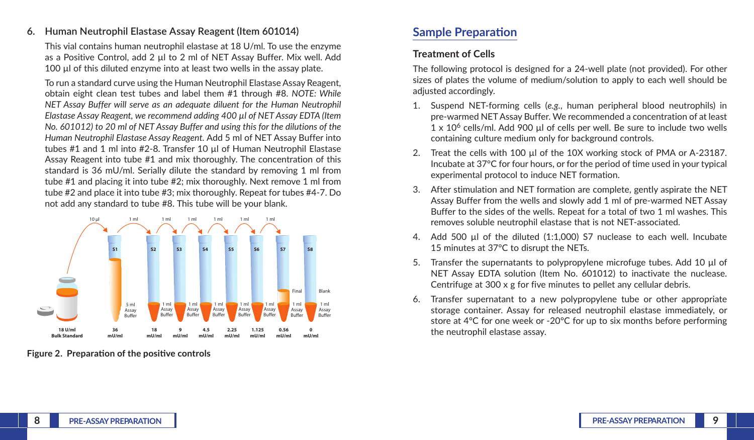6. **Human Neutrophil Elastase Assay Reagent (Item 601014)**

   This vial contains human neutrophil elastase at 18 U/ml. To use the enzyme as a Positive Control, add 2 µl to 2 ml of NET Assay Buffer. Mix well. Add 100 µl of this diluted enzyme into at least two wells in the assay plate.

   To run a standard curve using the Human Neutrophil Elastase Assay Reagent, obtain eight clean test tubes and label them #1 through #8. *NOTE: While NET Assay Buffer will serve as an adequate diluent for the Human Neutrophil Elastase Assay Reagent, we recommend adding 400 µl of NET Assay EDTA (Item No. 601012) to 20 ml of NET Assay Buffer and using this for the dilutions of the Human Neutrophil Elastase Assay Reagent.* Add 5 ml of NET Assay Buffer into tubes #1 and 1 ml into #2-8. Transfer 10 µl of Human Neutrophil Elastase Assay Reagent into tube #1 and mix thoroughly. The concentration of this standard is 36 mU/ml. Serially dilute the standard by removing 1 ml from tube #1 and placing it into tube #2; mix thoroughly. Next remove 1 ml from tube #2 and place it into tube #3; mix thoroughly. Repeat for tubes #4-7. Do not add any standard to tube #8. This tube will be your blank.

10 µl | 1 ml | 1 ml | 1 ml | 1 ml | 1 ml | 1 ml

S1 | S2 | S3 | S4 | S5 | S6 | S7 | S8

5 ml Assay Buffer | 1 ml Assay Buffer | 1 ml Assay Buffer | 1 ml Assay Buffer | 1 ml Assay Buffer | 1 ml Assay Buffer | Final 1 ml Assay Buffer | Blank 1 ml Assay Buffer

18 U/ml Bulk Standard | 36 mU/ml | 18 mU/ml | 9 mU/ml | 4.5 mU/ml | 2.25 mU/ml | 1.125 mU/ml | 0.56 mU/ml | 0 mU/ml

**Figure 2. Preparation of the positive controls**

## Sample Preparation

### Treatment of Cells

The following protocol is designed for a 24-well plate (not provided). For other sizes of plates the volume of medium/solution to apply to each well should be adjusted accordingly.

1. Suspend NET-forming cells (*e.g.*, human peripheral blood neutrophils) in pre-warmed NET Assay Buffer. We recommended a concentration of at least 1 x $10^6$ cells/ml. Add 900 µl of cells per well. Be sure to include two wells containing culture medium only for background controls.
2. Treat the cells with 100 µl of the 10X working stock of PMA or A-23187. Incubate at 37°C for four hours, or for the period of time used in your typical experimental protocol to induce NET formation.
3. After stimulation and NET formation are complete, gently aspirate the NET Assay Buffer from the wells and slowly add 1 ml of pre-warmed NET Assay Buffer to the sides of the wells. Repeat for a total of two 1 ml washes. This removes soluble neutrophil elastase that is not NET-associated.
4. Add 500 µl of the diluted (1:1,000) S7 nuclease to each well. Incubate 15 minutes at 37°C to disrupt the NETs.
5. Transfer the supernatants to polypropylene microfuge tubes. Add 10 µl of NET Assay EDTA solution (Item No. 601012) to inactivate the nuclease. Centrifuge at 300 x g for five minutes to pellet any cellular debris.
6. Transfer supernatant to a new polypropylene tube or other appropriate storage container. Assay for released neutrophil elastase immediately, or store at 4°C for one week or -20°C for up to six months before performing the neutrophil elastase assay.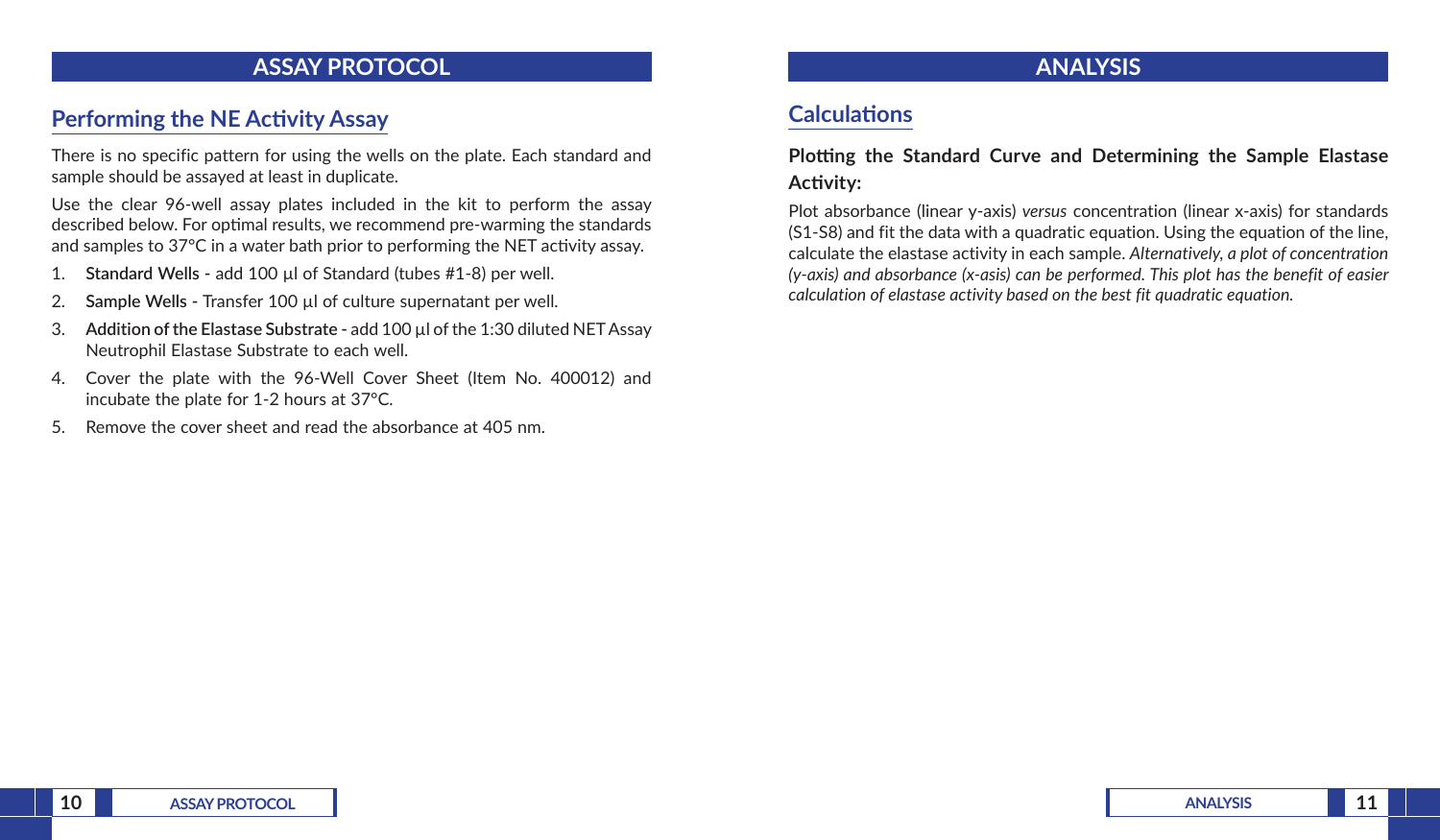## ASSAY PROTOCOL

### Performing the NE Activity Assay

There is no specific pattern for using the wells on the plate. Each standard and sample should be assayed at least in duplicate.

Use the clear 96-well assay plates included in the kit to perform the assay described below. For optimal results, we recommend pre-warming the standards and samples to 37°C in a water bath prior to performing the NET activity assay.

1. **Standard Wells -** add 100 µl of Standard (tubes #1-8) per well.
2. **Sample Wells -** Transfer 100 µl of culture supernatant per well.
3. **Addition of the Elastase Substrate -** add 100 µl of the 1:30 diluted NET Assay Neutrophil Elastase Substrate to each well.
4. Cover the plate with the 96-Well Cover Sheet (Item No. 400012) and incubate the plate for 1-2 hours at 37°C.
5. Remove the cover sheet and read the absorbance at 405 nm.

## ANALYSIS

### Calculations

**Plotting the Standard Curve and Determining the Sample Elastase Activity:**

Plot absorbance (linear y-axis) *versus* concentration (linear x-axis) for standards (S1-S8) and fit the data with a quadratic equation. Using the equation of the line, calculate the elastase activity in each sample. *Alternatively, a plot of concentration (y-axis) and absorbance (x-asis) can be performed. This plot has the benefit of easier calculation of elastase activity based on the best fit quadratic equation.*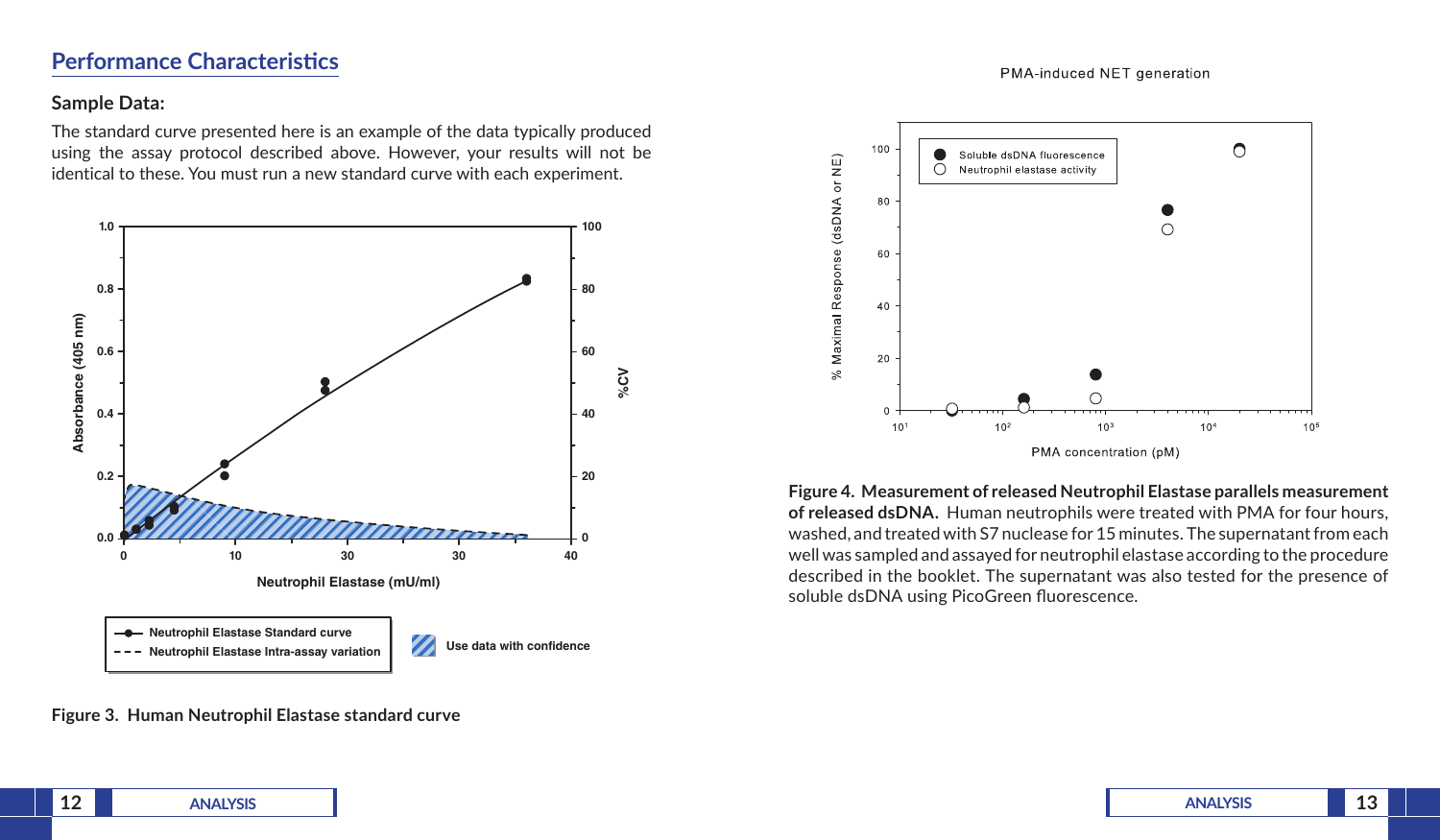## Performance Characteristics

### Sample Data:

The standard curve presented here is an example of the data typically produced using the assay protocol described above. However, your results will not be identical to these. You must run a new standard curve with each experiment.

Figure 3. Human Neutrophil Elastase standard curve

**Figure 4. Measurement of released Neutrophil Elastase parallels measurement of released dsDNA.** Human neutrophils were treated with PMA for four hours, washed, and treated with S7 nuclease for 15 minutes. The supernatant from each well was sampled and assayed for neutrophil elastase according to the procedure described in the booklet. The supernatant was also tested for the presence of soluble dsDNA using PicoGreen fluorescence.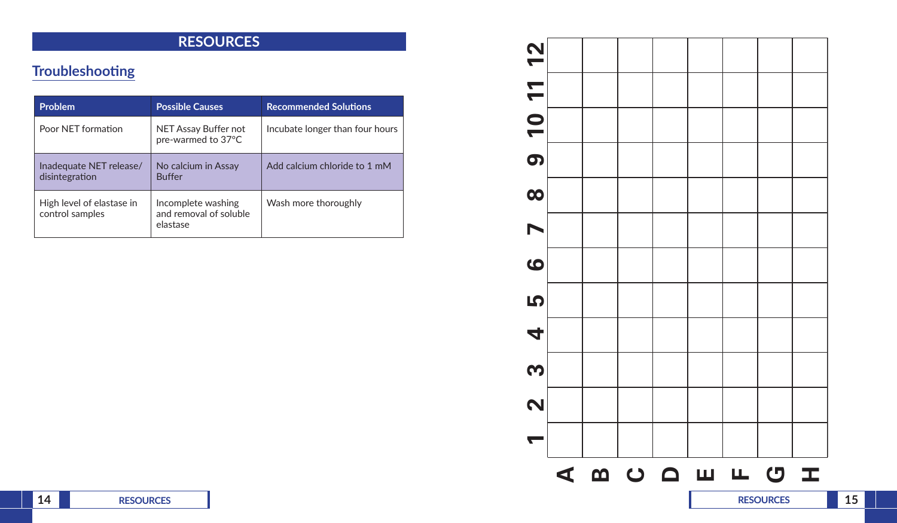# RESOURCES

## Troubleshooting

| Problem | Possible Causes | Recommended Solutions |
| --- | --- | --- |
| Poor NET formation | NET Assay Buffer not pre-warmed to 37°C | Incubate longer than four hours |
| Inadequate NET release/ disintegration | No calcium in Assay Buffer | Add calcium chloride to 1 mM |
| High level of elastase in control samples | Incomplete washing and removal of soluble elastase | Wash more thoroughly |

| | 1 | 2 | 3 | 4 | 5 | 6 | 7 | 8 | 9 | 10 | 11 | 12 |
| --- | --- | --- | --- | --- | --- | --- | --- | --- | --- | --- | --- | --- |
| A | | | | | | | | | | | | |
| B | | | | | | | | | | | | |
| C | | | | | | | | | | | | |
| D | | | | | | | | | | | | |
| E | | | | | | | | | | | | |
| F | | | | | | | | | | | | |
| G | | | | | | | | | | | | |
| H | | | | | | | | | | | | |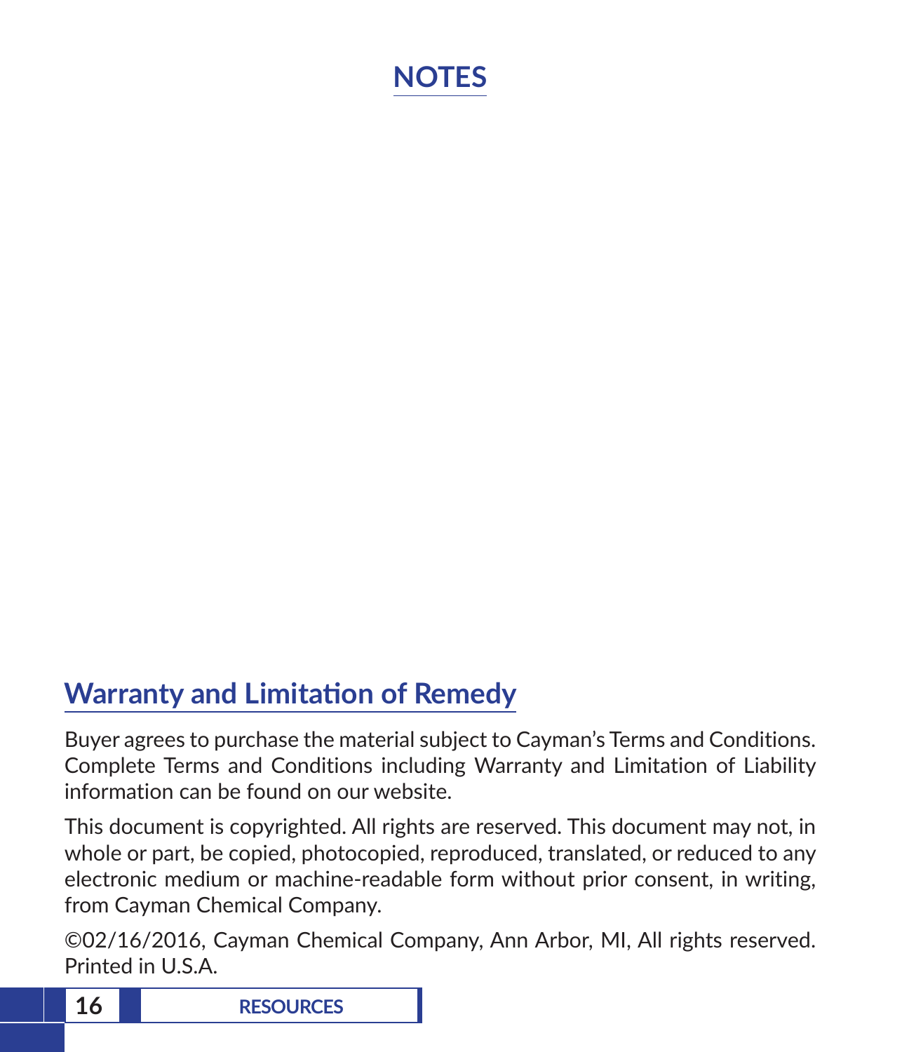# NOTES

## Warranty and Limitation of Remedy

Buyer agrees to purchase the material subject to Cayman's Terms and Conditions. Complete Terms and Conditions including Warranty and Limitation of Liability information can be found on our website.

This document is copyrighted. All rights are reserved. This document may not, in whole or part, be copied, photocopied, reproduced, translated, or reduced to any electronic medium or machine-readable form without prior consent, in writing, from Cayman Chemical Company.

©02/16/2016, Cayman Chemical Company, Ann Arbor, MI, All rights reserved. Printed in U.S.A.